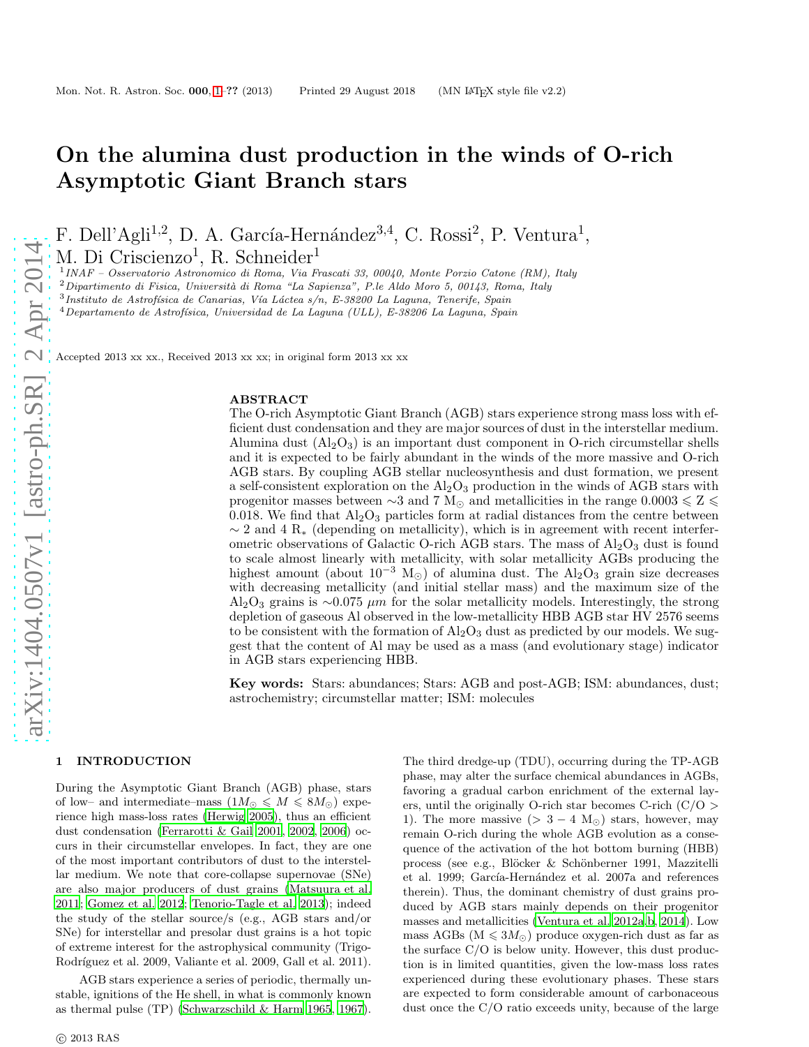# On the alumina dust production in the winds of O-rich Asymptotic Giant Branch stars

F. Dell'Agli[1,2], D. A. García-Hernández[3,4], C. Rossi[2], P. Ventura[1], M. Di Criscienzo[1], R. Schneider[1]

[1] *INAF – Osservatorio Astronomico di Roma, Via Frascati 33, 00040, Monte Porzio Catone (RM), Italy*
[2] *Dipartimento di Fisica, Università di Roma "La Sapienza", P.le Aldo Moro 5, 00143, Roma, Italy*
[3] *Instituto de Astrofísica de Canarias, Vía Láctea s/n, E-38200 La Laguna, Tenerife, Spain*
[4] *Departamento de Astrofísica, Universidad de La Laguna (ULL), E-38206 La Laguna, Spain*

Accepted 2013 xx xx., Received 2013 xx xx; in original form 2013 xx xx

## ABSTRACT

The O-rich Asymptotic Giant Branch (AGB) stars experience strong mass loss with efficient dust condensation and they are major sources of dust in the interstellar medium. Alumina dust ($Al_2O_3$) is an important dust component in O-rich circumstellar shells and it is expected to be fairly abundant in the winds of the more massive and O-rich AGB stars. By coupling AGB stellar nucleosynthesis and dust formation, we present a self-consistent exploration on the $Al_2O_3$ production in the winds of AGB stars with progenitor masses between $\sim$3 and 7 $M_\odot$ and metallicities in the range $0.0003 \leqslant Z \leqslant 0.018$. We find that $Al_2O_3$ particles form at radial distances from the centre between $\sim 2$ and 4 $R_*$ (depending on metallicity), which is in agreement with recent interferometric observations of Galactic O-rich AGB stars. The mass of $Al_2O_3$ dust is found to scale almost linearly with metallicity, with solar metallicity AGBs producing the highest amount (about $10^{-3}$ $M_\odot$) of alumina dust. The $Al_2O_3$ grain size decreases with decreasing metallicity (and initial stellar mass) and the maximum size of the $Al_2O_3$ grains is $\sim$0.075 $\mu m$ for the solar metallicity models. Interestingly, the strong depletion of gaseous Al observed in the low-metallicity HBB AGB star HV 2576 seems to be consistent with the formation of $Al_2O_3$ dust as predicted by our models. We suggest that the content of Al may be used as a mass (and evolutionary stage) indicator in AGB stars experiencing HBB.

**Key words:** Stars: abundances; Stars: AGB and post-AGB; ISM: abundances, dust; astrochemistry; circumstellar matter; ISM: molecules

## 1 INTRODUCTION

During the Asymptotic Giant Branch (AGB) phase, stars of low– and intermediate–mass ($1M_\odot \leqslant M \leqslant 8M_\odot$) experience high mass-loss rates (Herwig 2005), thus an efficient dust condensation (Ferrarotti & Gail 2001, 2002, 2006) occurs in their circumstellar envelopes. In fact, they are one of the most important contributors of dust to the interstellar medium. We note that core-collapse supernovae (SNe) are also major producers of dust grains (Matsuura et al. 2011; Gomez et al. 2012; Tenorio-Tagle et al. 2013); indeed the study of the stellar source/s (e.g., AGB stars and/or SNe) for interstellar and presolar dust grains is a hot topic of extreme interest for the astrophysical community (Trigo-Rodríguez et al. 2009, Valiante et al. 2009, Gall et al. 2011).

AGB stars experience a series of periodic, thermally unstable, ignitions of the He shell, in what is commonly known as thermal pulse (TP) (Schwarzschild & Harm 1965, 1967). The third dredge-up (TDU), occurring during the TP-AGB phase, may alter the surface chemical abundances in AGBs, favoring a gradual carbon enrichment of the external layers, until the originally O-rich star becomes C-rich (C/O > 1). The more massive (> 3 − 4 $M_\odot$) stars, however, may remain O-rich during the whole AGB evolution as a consequence of the activation of the hot bottom burning (HBB) process (see e.g., Blöcker & Schönberner 1991, Mazzitelli et al. 1999; García-Hernández et al. 2007a and references therein). Thus, the dominant chemistry of dust grains produced by AGB stars mainly depends on their progenitor masses and metallicities (Ventura et al. 2012a,b, 2014). Low mass AGBs ($M \leqslant 3M_\odot$) produce oxygen-rich dust as far as the surface C/O is below unity. However, this dust production is in limited quantities, given the low-mass loss rates experienced during these evolutionary phases. These stars are expected to form considerable amount of carbonaceous dust once the C/O ratio exceeds unity, because of the large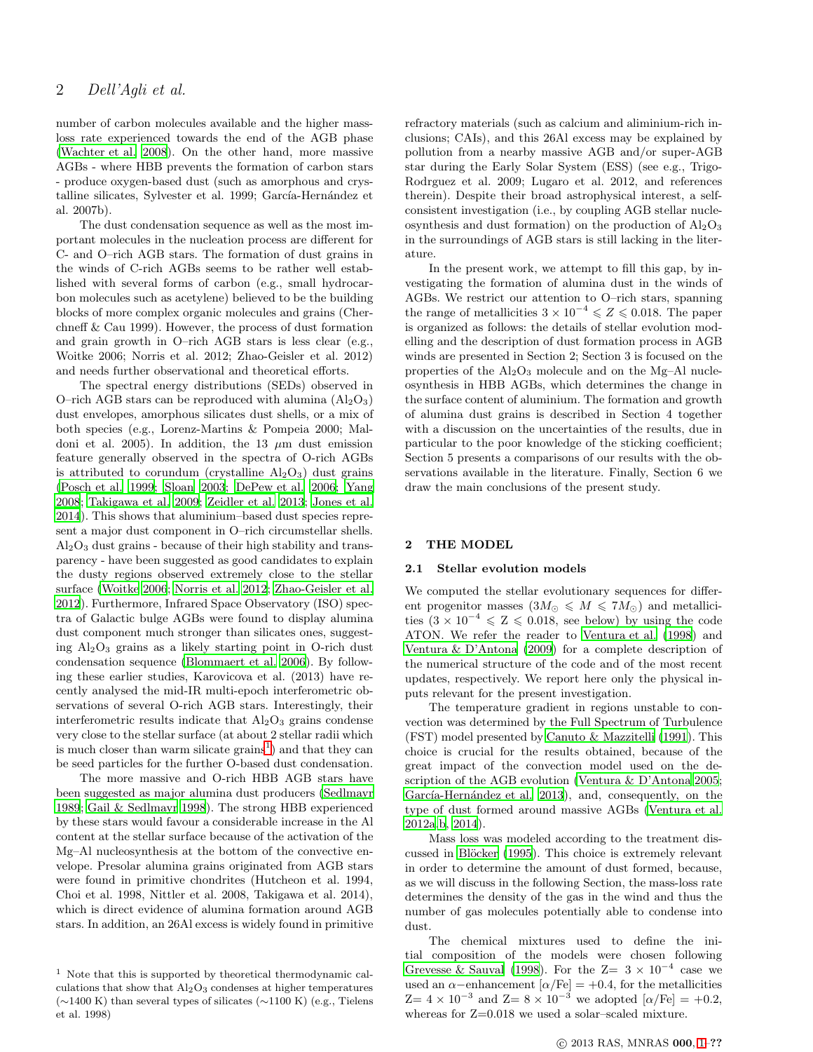number of carbon molecules available and the higher mass-loss rate experienced towards the end of the AGB phase (Wachter et al. 2008). On the other hand, more massive AGBs - where HBB prevents the formation of carbon stars - produce oxygen-based dust (such as amorphous and crystalline silicates, Sylvester et al. 1999; García-Hernández et al. 2007b).

The dust condensation sequence as well as the most important molecules in the nucleation process are different for C- and O–rich AGB stars. The formation of dust grains in the winds of C-rich AGBs seems to be rather well established with several forms of carbon (e.g., small hydrocarbon molecules such as acetylene) believed to be the building blocks of more complex organic molecules and grains (Cherchneff & Cau 1999). However, the process of dust formation and grain growth in O–rich AGB stars is less clear (e.g., Woitke 2006; Norris et al. 2012; Zhao-Geisler et al. 2012) and needs further observational and theoretical efforts.

The spectral energy distributions (SEDs) observed in O–rich AGB stars can be reproduced with alumina ($Al_2O_3$) dust envelopes, amorphous silicates dust shells, or a mix of both species (e.g., Lorenz-Martins & Pompeia 2000; Maldoni et al. 2005). In addition, the 13 $\mu$m dust emission feature generally observed in the spectra of O-rich AGBs is attributed to corundum (crystalline $Al_2O_3$) dust grains (Posch et al. 1999; Sloan 2003; DePew et al. 2006; Yang 2008; Takigawa et al. 2009; Zeidler et al. 2013; Jones et al. 2014). This shows that aluminium–based dust species represent a major dust component in O–rich circumstellar shells. $Al_2O_3$ dust grains - because of their high stability and transparency - have been suggested as good candidates to explain the dusty regions observed extremely close to the stellar surface (Woitke 2006; Norris et al. 2012; Zhao-Geisler et al. 2012). Furthermore, Infrared Space Observatory (ISO) spectra of Galactic bulge AGBs were found to display alumina dust component much stronger than silicates ones, suggesting $Al_2O_3$ grains as a likely starting point in O-rich dust condensation sequence (Blommaert et al. 2006). By following these earlier studies, Karovicova et al. (2013) have recently analysed the mid-IR multi-epoch interferometric observations of several O-rich AGB stars. Interestingly, their interferometric results indicate that $Al_2O_3$ grains condense very close to the stellar surface (at about 2 stellar radii which is much closer than warm silicate grains[1]) and that they can be seed particles for the further O-based dust condensation.

The more massive and O-rich HBB AGB stars have been suggested as major alumina dust producers (Sedlmayr 1989; Gail & Sedlmayr 1998). The strong HBB experienced by these stars would favour a considerable increase in the Al content at the stellar surface because of the activation of the Mg–Al nucleosynthesis at the bottom of the convective envelope. Presolar alumina grains originated from AGB stars were found in primitive chondrites (Hutcheon et al. 1994, Choi et al. 1998, Nittler et al. 2008, Takigawa et al. 2014), which is direct evidence of alumina formation around AGB stars. In addition, an 26Al excess is widely found in primitive refractory materials (such as calcium and aliminium-rich inclusions; CAIs), and this 26Al excess may be explained by pollution from a nearby massive AGB and/or super-AGB star during the Early Solar System (ESS) (see e.g., Trigo-Rodrguez et al. 2009; Lugaro et al. 2012, and references therein). Despite their broad astrophysical interest, a self-consistent investigation (i.e., by coupling AGB stellar nucleosynthesis and dust formation) on the production of $Al_2O_3$ in the surroundings of AGB stars is still lacking in the literature.

[1] Note that this is supported by theoretical thermodynamic calculations that show that $Al_2O_3$ condenses at higher temperatures ($\sim$1400 K) than several types of silicates ($\sim$1100 K) (e.g., Tielens et al. 1998)

In the present work, we attempt to fill this gap, by investigating the formation of alumina dust in the winds of AGBs. We restrict our attention to O–rich stars, spanning the range of metallicities $3 \times 10^{-4} \leqslant Z \leqslant 0.018$. The paper is organized as follows: the details of stellar evolution modelling and the description of dust formation process in AGB winds are presented in Section 2; Section 3 is focused on the properties of the $Al_2O_3$ molecule and on the Mg–Al nucleosynthesis in HBB AGBs, which determines the change in the surface content of aluminium. The formation and growth of alumina dust grains is described in Section 4 together with a discussion on the uncertainties of the results, due in particular to the poor knowledge of the sticking coefficient; Section 5 presents a comparisons of our results with the observations available in the literature. Finally, Section 6 we draw the main conclusions of the present study.

## 2 THE MODEL

### 2.1 Stellar evolution models

We computed the stellar evolutionary sequences for different progenitor masses ($3M_{\odot} \leqslant M \leqslant 7M_{\odot}$) and metallicities ($3 \times 10^{-4} \leqslant Z \leqslant 0.018$, see below) by using the code ATON. We refer the reader to Ventura et al. (1998) and Ventura & D'Antona (2009) for a complete description of the numerical structure of the code and of the most recent updates, respectively. We report here only the physical inputs relevant for the present investigation.

The temperature gradient in regions unstable to convection was determined by the Full Spectrum of Turbulence (FST) model presented by Canuto & Mazzitelli (1991). This choice is crucial for the results obtained, because of the great impact of the convection model used on the description of the AGB evolution (Ventura & D'Antona 2005; García-Hernández et al. 2013), and, consequently, on the type of dust formed around massive AGBs (Ventura et al. 2012a,b, 2014).

Mass loss was modeled according to the treatment discussed in Blöcker (1995). This choice is extremely relevant in order to determine the amount of dust formed, because, as we will discuss in the following Section, the mass-loss rate determines the density of the gas in the wind and thus the number of gas molecules potentially able to condense into dust.

The chemical mixtures used to define the initial composition of the models were chosen following Grevesse & Sauval (1998). For the Z= $3 \times 10^{-3}$ case we used an $\alpha-$enhancement $[\alpha/\mathrm{Fe}] = +0.4$, for the metallicities Z= $4 \times 10^{-3}$ and Z= $8 \times 10^{-3}$ we adopted $[\alpha/\mathrm{Fe}] = +0.2$, whereas for Z=0.018 we used a solar–scaled mixture.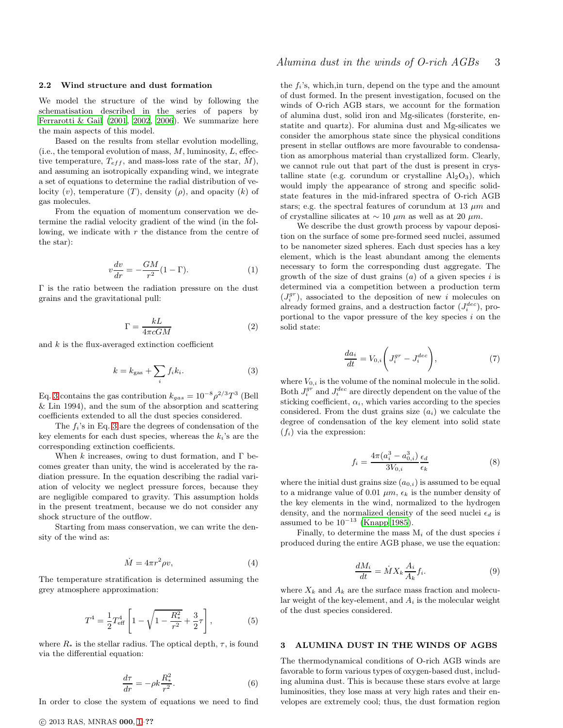### 2.2 Wind structure and dust formation

We model the structure of the wind by following the schematisation described in the series of papers by Ferrarotti & Gail (2001, 2002, 2006). We summarize here the main aspects of this model.

Based on the results from stellar evolution modelling, (i.e., the temporal evolution of mass, $M$, luminosity, $L$, effective temperature, $T_{eff}$, and mass-loss rate of the star, $\dot{M}$), and assuming an isotropically expanding wind, we integrate a set of equations to determine the radial distribution of velocity ($v$), temperature ($T$), density ($\rho$), and opacity ($k$) of gas molecules.

From the equation of momentum conservation we determine the radial velocity gradient of the wind (in the following, we indicate with $r$ the distance from the centre of the star):

$$v\frac{dv}{dr} = -\frac{GM}{r^2}(1-\Gamma). \tag{1}$$

$\Gamma$ is the ratio between the radiation pressure on the dust grains and the gravitational pull:

$$\Gamma = \frac{kL}{4\pi cGM} \tag{2}$$

and $k$ is the flux-averaged extinction coefficient

$$k = k_{\rm gas} + \sum_i f_i k_i. \tag{3}$$

Eq. 3 contains the gas contribution $k_{gas} = 10^{-8}\rho^{2/3}T^3$ (Bell & Lin 1994), and the sum of the absorption and scattering coefficients extended to all the dust species considered.

The $f_i$'s in Eq. 3 are the degrees of condensation of the key elements for each dust species, whereas the $k_i$'s are the corresponding extinction coefficients.

When $k$ increases, owing to dust formation, and $\Gamma$ becomes greater than unity, the wind is accelerated by the radiation pressure. In the equation describing the radial variation of velocity we neglect pressure forces, because they are negligible compared to gravity. This assumption holds in the present treatment, because we do not consider any shock structure of the outflow.

Starting from mass conservation, we can write the density of the wind as:

$$\dot{M} = 4\pi r^2 \rho v, \tag{4}$$

The temperature stratification is determined assuming the grey atmosphere approximation:

$$T^4 = \frac{1}{2}T_{\rm eff}^4\left[1-\sqrt{1-\frac{R_*^2}{r^2}}+\frac{3}{2}\tau\right], \tag{5}$$

where $R_*$ is the stellar radius. The optical depth, $\tau$, is found via the differential equation:

$$\frac{d\tau}{dr} = -\rho k\frac{R_*^2}{r^2}. \tag{6}$$

In order to close the system of equations we need to find the $f_i$'s, which,in turn, depend on the type and the amount of dust formed. In the present investigation, focused on the winds of O-rich AGB stars, we account for the formation of alumina dust, solid iron and Mg-silicates (forsterite, enstatite and quartz). For alumina dust and Mg-silicates we consider the amorphous state since the physical conditions present in stellar outflows are more favourable to condensation as amorphous material than crystallized form. Clearly, we cannot rule out that part of the dust is present in crystalline state (e.g. corundum or crystalline $Al_2O_3$), which would imply the appearance of strong and specific solid-state features in the mid-infrared spectra of O-rich AGB stars; e.g. the spectral features of corundum at 13 $\mu m$ and of crystalline silicates at $\sim 10$ $\mu m$ as well as at 20 $\mu m$.

We describe the dust growth process by vapour deposition on the surface of some pre-formed seed nuclei, assumed to be nanometer sized spheres. Each dust species has a key element, which is the least abundant among the elements necessary to form the corresponding dust aggregate. The growth of the size of dust grains ($a$) of a given species $i$ is determined via a competition between a production term ($J_i^{gr}$), associated to the deposition of new $i$ molecules on already formed grains, and a destruction factor ($J_i^{dec}$), proportional to the vapor pressure of the key species $i$ on the solid state:

$$\frac{da_i}{dt} = V_{0,i}\left(J_i^{gr} - J_i^{dec}\right), \tag{7}$$

where $V_{0,i}$ is the volume of the nominal molecule in the solid. Both $J_i^{gr}$ and $J_i^{dec}$ are directly dependent on the value of the sticking coefficient, $\alpha_i$, which varies according to the species considered. From the dust grains size ($a_i$) we calculate the degree of condensation of the key element into solid state ($f_i$) via the expression:

$$f_i = \frac{4\pi(a_i^3 - a_{0,i}^3)}{3V_{0,i}}\frac{\epsilon_d}{\epsilon_k} \tag{8}$$

where the initial dust grains size ($a_{0,i}$) is assumed to be equal to a midrange value of 0.01 $\mu m$, $\epsilon_k$ is the number density of the key elements in the wind, normalized to the hydrogen density, and the normalized density of the seed nuclei $\epsilon_d$ is assumed to be $10^{-13}$ (Knapp 1985).

Finally, to determine the mass $M_i$ of the dust species $i$ produced during the entire AGB phase, we use the equation:

$$\frac{dM_i}{dt} = \dot{M}X_k\frac{A_i}{A_k}f_i. \tag{9}$$

where $X_k$ and $A_k$ are the surface mass fraction and molecular weight of the key-element, and $A_i$ is the molecular weight of the dust species considered.

## 3 ALUMINA DUST IN THE WINDS OF AGBS

The thermodynamical conditions of O-rich AGB winds are favorable to form various types of oxygen-based dust, including alumina dust. This is because these stars evolve at large luminosities, they lose mass at very high rates and their envelopes are extremely cool; thus, the dust formation region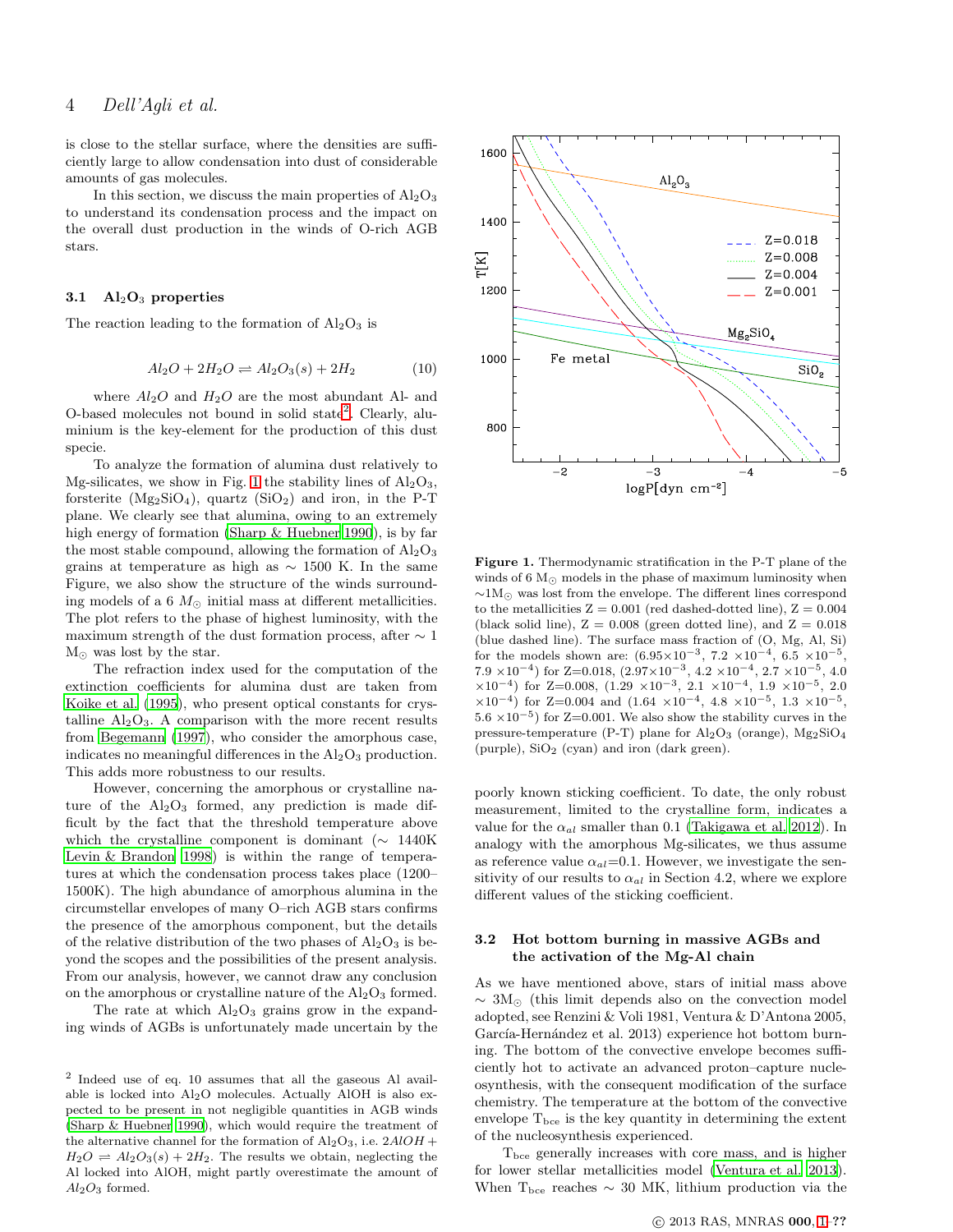is close to the stellar surface, where the densities are sufficiently large to allow condensation into dust of considerable amounts of gas molecules.

In this section, we discuss the main properties of $Al_2O_3$ to understand its condensation process and the impact on the overall dust production in the winds of O-rich AGB stars.

### 3.1 $Al_2O_3$ properties

The reaction leading to the formation of $Al_2O_3$ is

$$Al_2O + 2H_2O \rightleftharpoons Al_2O_3(s) + 2H_2 \tag{10}$$

where $Al_2O$ and $H_2O$ are the most abundant Al- and O-based molecules not bound in solid state[2]. Clearly, aluminium is the key-element for the production of this dust specie.

To analyze the formation of alumina dust relatively to Mg-silicates, we show in Fig. 1 the stability lines of $Al_2O_3$, forsterite ($Mg_2SiO_4$), quartz ($SiO_2$) and iron, in the P-T plane. We clearly see that alumina, owing to an extremely high energy of formation (Sharp & Huebner 1990), is by far the most stable compound, allowing the formation of $Al_2O_3$ grains at temperature as high as $\sim$ 1500 K. In the same Figure, we also show the structure of the winds surrounding models of a 6 $M_\odot$ initial mass at different metallicities. The plot refers to the phase of highest luminosity, with the maximum strength of the dust formation process, after $\sim$ 1 $M_\odot$ was lost by the star.

The refraction index used for the computation of the extinction coefficients for alumina dust are taken from Koike et al. (1995), who present optical constants for crystalline $Al_2O_3$. A comparison with the more recent results from Begemann (1997), who consider the amorphous case, indicates no meaningful differences in the $Al_2O_3$ production. This adds more robustness to our results.

However, concerning the amorphous or crystalline nature of the $Al_2O_3$ formed, any prediction is made difficult by the fact that the threshold temperature above which the crystalline component is dominant ($\sim$ 1440K Levin & Brandon 1998) is within the range of temperatures at which the condensation process takes place (1200–1500K). The high abundance of amorphous alumina in the circumstellar envelopes of many O–rich AGB stars confirms the presence of the amorphous component, but the details of the relative distribution of the two phases of $Al_2O_3$ is beyond the scopes and the possibilities of the present analysis. From our analysis, however, we cannot draw any conclusion on the amorphous or crystalline nature of the $Al_2O_3$ formed.

The rate at which $Al_2O_3$ grains grow in the expanding winds of AGBs is unfortunately made uncertain by the poorly known sticking coefficient. To date, the only robust measurement, limited to the crystalline form, indicates a value for the $\alpha_{al}$ smaller than 0.1 (Takigawa et al. 2012). In analogy with the amorphous Mg-silicates, we thus assume as reference value $\alpha_{al}$=0.1. However, we investigate the sensitivity of our results to $\alpha_{al}$ in Section 4.2, where we explore different values of the sticking coefficient.

[2] Indeed use of eq. 10 assumes that all the gaseous Al available is locked into $Al_2O$ molecules. Actually AlOH is also expected to be present in not negligible quantities in AGB winds (Sharp & Huebner 1990), which would require the treatment of the alternative channel for the formation of $Al_2O_3$, i.e. $2AlOH + H_2O \rightleftharpoons Al_2O_3(s) + 2H_2$. The results we obtain, neglecting the Al locked into AlOH, might partly overestimate the amount of $Al_2O_3$ formed.

**Figure 1.** Thermodynamic stratification in the P-T plane of the winds of 6 $M_\odot$ models in the phase of maximum luminosity when $\sim$1$M_\odot$ was lost from the envelope. The different lines correspond to the metallicities Z = 0.001 (red dashed-dotted line), Z = 0.004 (black solid line), Z = 0.008 (green dotted line), and Z = 0.018 (blue dashed line). The surface mass fraction of (O, Mg, Al, Si) for the models shown are: ($6.95\times10^{-3}$, $7.2\times10^{-4}$, $6.5\times10^{-5}$, $7.9\times10^{-4}$) for Z=0.018, ($2.97\times10^{-3}$, $4.2\times10^{-4}$, $2.7\times10^{-5}$, $4.0\times10^{-4}$) for Z=0.008, ($1.29\times10^{-3}$, $2.1\times10^{-4}$, $1.9\times10^{-5}$, $2.0\times10^{-4}$) for Z=0.004 and ($1.64\times10^{-4}$, $4.8\times10^{-5}$, $1.3\times10^{-5}$, $5.6\times10^{-5}$) for Z=0.001. We also show the stability curves in the pressure-temperature (P-T) plane for $Al_2O_3$ (orange), $Mg_2SiO_4$ (purple), $SiO_2$ (cyan) and iron (dark green).

### 3.2 Hot bottom burning in massive AGBs and the activation of the Mg-Al chain

As we have mentioned above, stars of initial mass above $\sim$ 3$M_\odot$ (this limit depends also on the convection model adopted, see Renzini & Voli 1981, Ventura & D'Antona 2005, García-Hernández et al. 2013) experience hot bottom burning. The bottom of the convective envelope becomes sufficiently hot to activate an advanced proton–capture nucleosynthesis, with the consequent modification of the surface chemistry. The temperature at the bottom of the convective envelope $T_{bce}$ is the key quantity in determining the extent of the nucleosynthesis experienced.

$T_{bce}$ generally increases with core mass, and is higher for lower stellar metallicities model (Ventura et al. 2013). When $T_{bce}$ reaches $\sim$ 30 MK, lithium production via the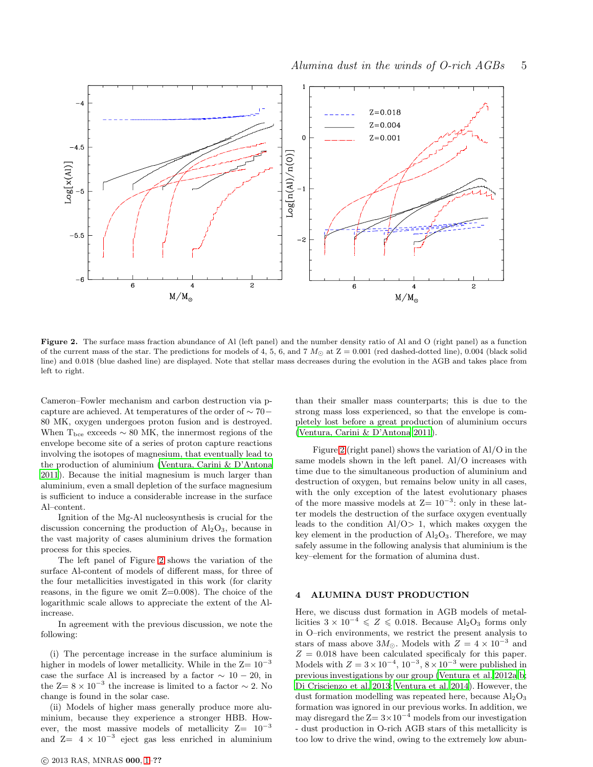**Figure 2.** The surface mass fraction abundance of Al (left panel) and the number density ratio of Al and O (right panel) as a function of the current mass of the star. The predictions for models of 4, 5, 6, and 7 $M_{\odot}$ at Z = 0.001 (red dashed-dotted line), 0.004 (black solid line) and 0.018 (blue dashed line) are displayed. Note that stellar mass decreases during the evolution in the AGB and takes place from left to right.

Cameron–Fowler mechanism and carbon destruction via p-capture are achieved. At temperatures of the order of $\sim 70-80$ MK, oxygen undergoes proton fusion and is destroyed. When $T_{bce}$ exceeds $\sim 80$ MK, the innermost regions of the envelope become site of a series of proton capture reactions involving the isotopes of magnesium, that eventually lead to the production of aluminium (Ventura, Carini & D'Antona 2011). Because the initial magnesium is much larger than aluminium, even a small depletion of the surface magnesium is sufficient to induce a considerable increase in the surface Al–content.

Ignition of the Mg-Al nucleosynthesis is crucial for the discussion concerning the production of $Al_2O_3$, because in the vast majority of cases aluminium drives the formation process for this species.

The left panel of Figure 2 shows the variation of the surface Al-content of models of different mass, for three of the four metallicities investigated in this work (for clarity reasons, in the figure we omit Z=0.008). The choice of the logarithmic scale allows to appreciate the extent of the Al-increase.

In agreement with the previous discussion, we note the following:

(i) The percentage increase in the surface aluminium is higher in models of lower metallicity. While in the Z$= 10^{-3}$ case the surface Al is increased by a factor $\sim 10-20$, in the Z$= 8 \times 10^{-3}$ the increase is limited to a factor $\sim 2$. No change is found in the solar case.

(ii) Models of higher mass generally produce more aluminium, because they experience a stronger HBB. However, the most massive models of metallicity Z$= 10^{-3}$ and Z$= 4 \times 10^{-3}$ eject gas less enriched in aluminium than their smaller mass counterparts; this is due to the strong mass loss experienced, so that the envelope is completely lost before a great production of aluminium occurs (Ventura, Carini & D'Antona 2011).

Figure 2 (right panel) shows the variation of Al/O in the same models shown in the left panel. Al/O increases with time due to the simultaneous production of aluminium and destruction of oxygen, but remains below unity in all cases, with the only exception of the latest evolutionary phases of the more massive models at Z$= 10^{-3}$: only in these latter models the destruction of the surface oxygen eventually leads to the condition Al/O$> 1$, which makes oxygen the key element in the production of $Al_2O_3$. Therefore, we may safely assume in the following analysis that aluminium is the key–element for the formation of alumina dust.

## 4 ALUMINA DUST PRODUCTION

Here, we discuss dust formation in AGB models of metallicities $3 \times 10^{-4} \leqslant Z \leqslant 0.018$. Because $Al_2O_3$ forms only in O–rich environments, we restrict the present analysis to stars of mass above $3M_{\odot}$. Models with $Z = 4 \times 10^{-3}$ and $Z = 0.018$ have been calculated specificaly for this paper. Models with $Z = 3\times10^{-4}$, $10^{-3}$, $8\times10^{-3}$ were published in previous investigations by our group (Ventura et al. 2012a,b; Di Criscienzo et al. 2013; Ventura et al. 2014). However, the dust formation modelling was repeated here, because $Al_2O_3$ formation was ignored in our previous works. In addition, we may disregard the Z$= 3\times10^{-4}$ models from our investigation - dust production in O-rich AGB stars of this metallicity is too low to drive the wind, owing to the extremely low abun-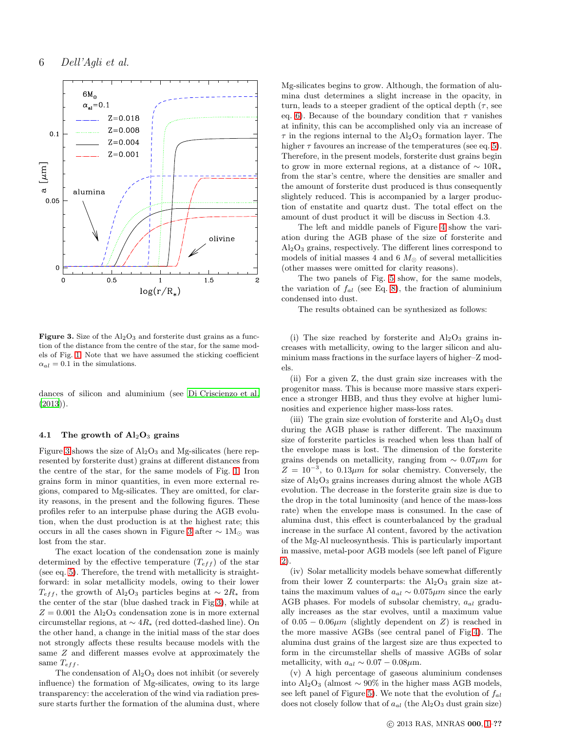Figure 3. Size of the $Al_2O_3$ and forsterite dust grains as a function of the distance from the centre of the star, for the same models of Fig. 1. Note that we have assumed the sticking coefficient $\alpha_{al} = 0.1$ in the simulations.

dances of silicon and aluminium (see Di Criscienzo et al. (2013)).

### 4.1 The growth of $Al_2O_3$ grains

Figure 3 shows the size of $Al_2O_3$ and Mg-silicates (here represented by forsterite dust) grains at different distances from the centre of the star, for the same models of Fig. 1. Iron grains form in minor quantities, in even more external regions, compared to Mg-silicates. They are omitted, for clarity reasons, in the present and the following figures. These profiles refer to an interpulse phase during the AGB evolution, when the dust production is at the highest rate; this occurs in all the cases shown in Figure 3 after $\sim 1M_\odot$ was lost from the star.

The exact location of the condensation zone is mainly determined by the effective temperature ($T_{eff}$) of the star (see eq. 5). Therefore, the trend with metallicity is straightforward: in solar metallicity models, owing to their lower $T_{eff}$, the growth of $Al_2O_3$ particles begins at $\sim 2R_*$ from the center of the star (blue dashed track in Fig 3), while at $Z = 0.001$ the $Al_2O_3$ condensation zone is in more external circumstellar regions, at $\sim 4R_*$ (red dotted-dashed line). On the other hand, a change in the initial mass of the star does not strongly affects these results because models with the same $Z$ and different masses evolve at approximately the same $T_{eff}$.

The condensation of $Al_2O_3$ does not inhibit (or severely influence) the formation of Mg-silicates, owing to its large transparency: the acceleration of the wind via radiation pressure starts further the formation of the alumina dust, where Mg-silicates begins to grow. Although, the formation of alumina dust determines a slight increase in the opacity, in turn, leads to a steeper gradient of the optical depth ($\tau$, see eq. 6). Because of the boundary condition that $\tau$ vanishes at infinity, this can be accomplished only via an increase of $\tau$ in the regions internal to the $Al_2O_3$ formation layer. The higher $\tau$ favours an increase of the temperatures (see eq. 5). Therefore, in the present models, forsterite dust grains begin to grow in more external regions, at a distance of $\sim 10R_*$ from the star's centre, where the densities are smaller and the amount of forsterite dust produced is thus consequently slightly reduced. This is accompanied by a larger production of enstatite and quartz dust. The total effect on the amount of dust product it will be discuss in Section 4.3.

The left and middle panels of Figure 4 show the variation during the AGB phase of the size of forsterite and $Al_2O_3$ grains, respectively. The different lines correspond to models of initial masses 4 and 6 $M_\odot$ of several metallicities (other masses were omitted for clarity reasons).

The two panels of Fig. 5 show, for the same models, the variation of $f_{al}$ (see Eq. 8), the fraction of aluminium condensed into dust.

The results obtained can be synthesized as follows:

(i) The size reached by forsterite and $Al_2O_3$ grains increases with metallicity, owing to the larger silicon and aluminium mass fractions in the surface layers of higher–Z models.

(ii) For a given Z, the dust grain size increases with the progenitor mass. This is because more massive stars experience a stronger HBB, and thus they evolve at higher luminosities and experience higher mass-loss rates.

(iii) The grain size evolution of forsterite and $Al_2O_3$ dust during the AGB phase is rather different. The maximum size of forsterite particles is reached when less than half of the envelope mass is lost. The dimension of the forsterite grains depends on metallicity, ranging from $\sim 0.07\mu m$ for $Z = 10^{-3}$, to $0.13\mu m$ for solar chemistry. Conversely, the size of $Al_2O_3$ grains increases during almost the whole AGB evolution. The decrease in the forsterite grain size is due to the drop in the total luminosity (and hence of the mass-loss rate) when the envelope mass is consumed. In the case of alumina dust, this effect is counterbalanced by the gradual increase in the surface Al content, favored by the activation of the Mg-Al nucleosynthesis. This is particularly important in massive, metal-poor AGB models (see left panel of Figure 2).

(iv) Solar metallicity models behave somewhat differently from their lower Z counterparts: the $Al_2O_3$ grain size attains the maximum values of $a_{al} \sim 0.075\mu m$ since the early AGB phases. For models of subsolar chemistry, $a_{al}$ gradually increases as the star evolves, until a maximum value of $0.05 - 0.06\mu m$ (slightly dependent on $Z$) is reached in the more massive AGBs (see central panel of Fig 4). The alumina dust grains of the largest size are thus expected to form in the circumstellar shells of massive AGBs of solar metallicity, with $a_{al} \sim 0.07 - 0.08\mu m$.

(v) A high percentage of gaseous aluminium condenses into $Al_2O_3$ (almost $\sim 90\%$ in the higher mass AGB models, see left panel of Figure 5). We note that the evolution of $f_{al}$ does not closely follow that of $a_{al}$ (the $Al_2O_3$ dust grain size)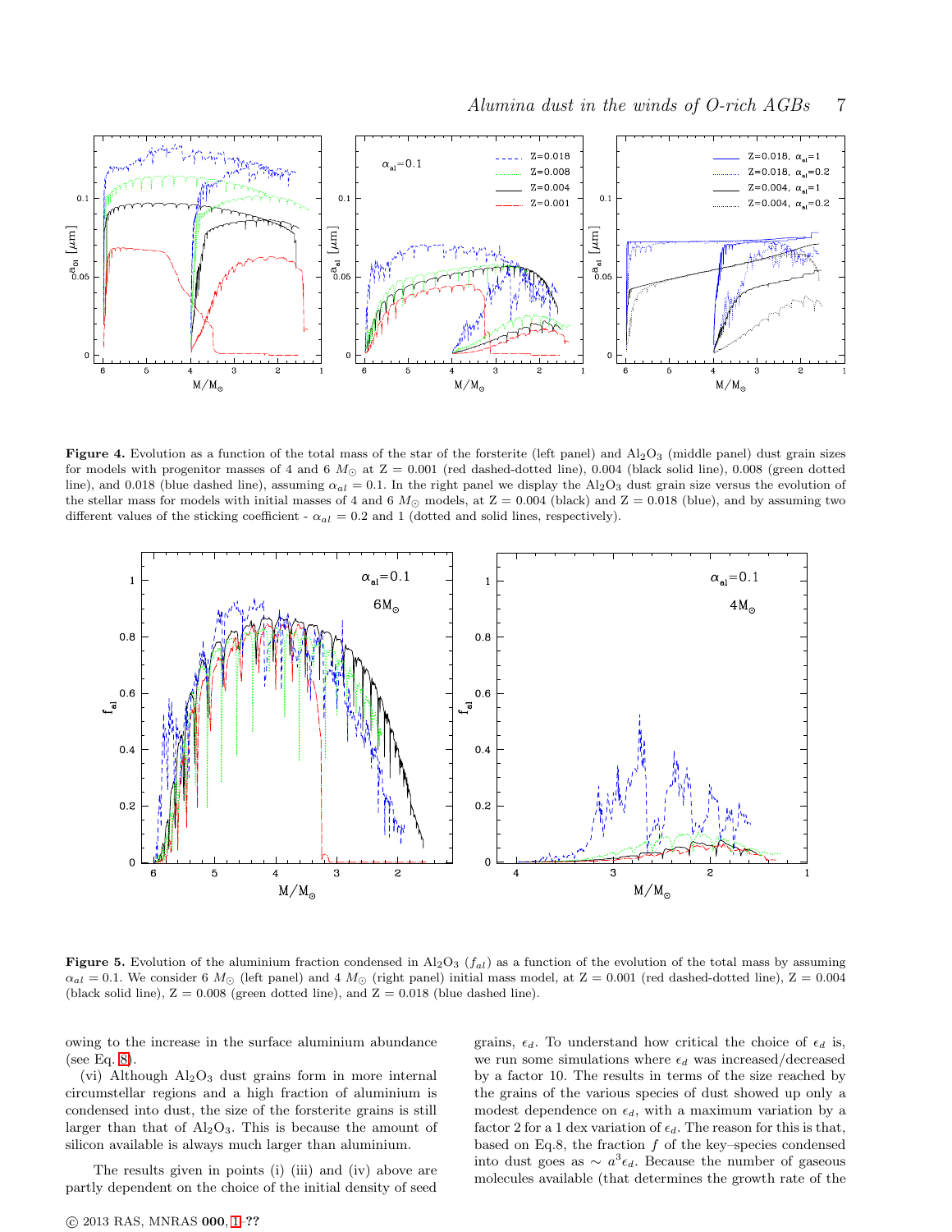**Figure 4.** Evolution as a function of the total mass of the star of the forsterite (left panel) and $Al_2O_3$ (middle panel) dust grain sizes for models with progenitor masses of 4 and 6 $M_\odot$ at Z = 0.001 (red dashed-dotted line), 0.004 (black solid line), 0.008 (green dotted line), and 0.018 (blue dashed line), assuming $\alpha_{al} = 0.1$. In the right panel we display the $Al_2O_3$ dust grain size versus the evolution of the stellar mass for models with initial masses of 4 and 6 $M_\odot$ models, at Z = 0.004 (black) and Z = 0.018 (blue), and by assuming two different values of the sticking coefficient - $\alpha_{al} = 0.2$ and 1 (dotted and solid lines, respectively).

**Figure 5.** Evolution of the aluminium fraction condensed in $Al_2O_3$ ($f_{al}$) as a function of the evolution of the total mass by assuming $\alpha_{al} = 0.1$. We consider 6 $M_\odot$ (left panel) and 4 $M_\odot$ (right panel) initial mass model, at Z = 0.001 (red dashed-dotted line), Z = 0.004 (black solid line), Z = 0.008 (green dotted line), and Z = 0.018 (blue dashed line).

owing to the increase in the surface aluminium abundance (see Eq. 8).

(vi) Although $Al_2O_3$ dust grains form in more internal circumstellar regions and a high fraction of aluminium is condensed into dust, the size of the forsterite grains is still larger than that of $Al_2O_3$. This is because the amount of silicon available is always much larger than aluminium.

The results given in points (i) (iii) and (iv) above are partly dependent on the choice of the initial density of seed grains, $\epsilon_d$. To understand how critical the choice of $\epsilon_d$ is, we run some simulations where $\epsilon_d$ was increased/decreased by a factor 10. The results in terms of the size reached by the grains of the various species of dust showed up only a modest dependence on $\epsilon_d$, with a maximum variation by a factor 2 for a 1 dex variation of $\epsilon_d$. The reason for this is that, based on Eq.8, the fraction $f$ of the key–species condensed into dust goes as $\sim a^3\epsilon_d$. Because the number of gaseous molecules available (that determines the growth rate of the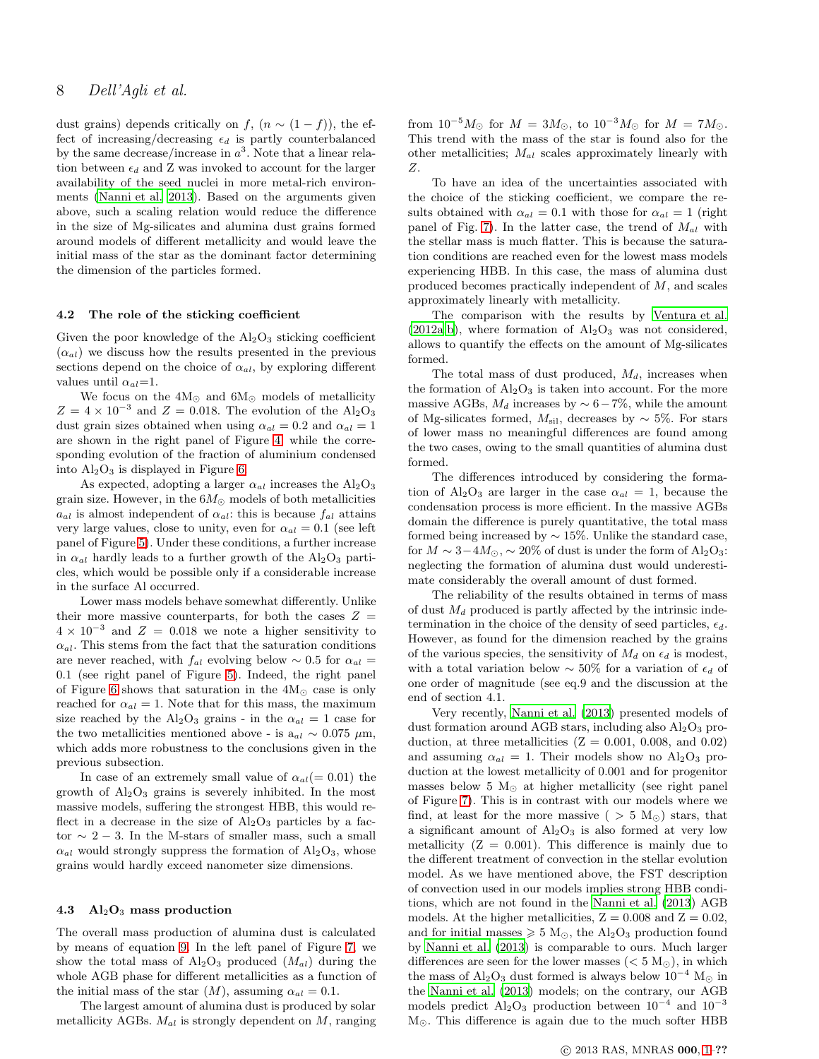dust grains) depends critically on $f$, ($n \sim (1-f)$), the effect of increasing/decreasing $\epsilon_d$ is partly counterbalanced by the same decrease/increase in $a^3$. Note that a linear relation between $\epsilon_d$ and Z was invoked to account for the larger availability of the seed nuclei in more metal-rich environments (Nanni et al. 2013). Based on the arguments given above, such a scaling relation would reduce the difference in the size of Mg-silicates and alumina dust grains formed around models of different metallicity and would leave the initial mass of the star as the dominant factor determining the dimension of the particles formed.

### 4.2 The role of the sticking coefficient

Given the poor knowledge of the $Al_2O_3$ sticking coefficient ($\alpha_{al}$) we discuss how the results presented in the previous sections depend on the choice of $\alpha_{al}$, by exploring different values until $\alpha_{al}$=1.

We focus on the 4M$_\odot$ and 6M$_\odot$ models of metallicity $Z = 4 \times 10^{-3}$ and $Z = 0.018$. The evolution of the $Al_2O_3$ dust grain sizes obtained when using $\alpha_{al} = 0.2$ and $\alpha_{al} = 1$ are shown in the right panel of Figure 4, while the corresponding evolution of the fraction of aluminium condensed into $Al_2O_3$ is displayed in Figure 6.

As expected, adopting a larger $\alpha_{al}$ increases the $Al_2O_3$ grain size. However, in the 6M$_\odot$ models of both metallicities $a_{al}$ is almost independent of $\alpha_{al}$: this is because $f_{al}$ attains very large values, close to unity, even for $\alpha_{al} = 0.1$ (see left panel of Figure 5). Under these conditions, a further increase in $\alpha_{al}$ hardly leads to a further growth of the $Al_2O_3$ particles, which would be possible only if a considerable increase in the surface Al occurred.

Lower mass models behave somewhat differently. Unlike their more massive counterparts, for both the cases $Z = 4 \times 10^{-3}$ and $Z = 0.018$ we note a higher sensitivity to $\alpha_{al}$. This stems from the fact that the saturation conditions are never reached, with $f_{al}$ evolving below $\sim 0.5$ for $\alpha_{al} = 0.1$ (see right panel of Figure 5). Indeed, the right panel of Figure 6 shows that saturation in the 4M$_\odot$ case is only reached for $\alpha_{al} = 1$. Note that for this mass, the maximum size reached by the $Al_2O_3$ grains - in the $\alpha_{al} = 1$ case for the two metallicities mentioned above - is $a_{al} \sim 0.075$ $\mu$m, which adds more robustness to the conclusions given in the previous subsection.

In case of an extremely small value of $\alpha_{al}(= 0.01)$ the growth of $Al_2O_3$ grains is severely inhibited. In the most massive models, suffering the strongest HBB, this would reflect in a decrease in the size of $Al_2O_3$ particles by a factor $\sim 2-3$. In the M-stars of smaller mass, such a small $\alpha_{al}$ would strongly suppress the formation of $Al_2O_3$, whose grains would hardly exceed nanometer size dimensions.

### 4.3 $Al_2O_3$ mass production

The overall mass production of alumina dust is calculated by means of equation 9. In the left panel of Figure 7, we show the total mass of $Al_2O_3$ produced ($M_{al}$) during the whole AGB phase for different metallicities as a function of the initial mass of the star ($M$), assuming $\alpha_{al} = 0.1$.

The largest amount of alumina dust is produced by solar metallicity AGBs. $M_{al}$ is strongly dependent on $M$, ranging from $10^{-5}M_\odot$ for $M = 3M_\odot$, to $10^{-3}M_\odot$ for $M = 7M_\odot$. This trend with the mass of the star is found also for the other metallicities; $M_{al}$ scales approximately linearly with $Z$.

To have an idea of the uncertainties associated with the choice of the sticking coefficient, we compare the results obtained with $\alpha_{al} = 0.1$ with those for $\alpha_{al} = 1$ (right panel of Fig. 7). In the latter case, the trend of $M_{al}$ with the stellar mass is much flatter. This is because the saturation conditions are reached even for the lowest mass models experiencing HBB. In this case, the mass of alumina dust produced becomes practically independent of $M$, and scales approximately linearly with metallicity.

The comparison with the results by Ventura et al. (2012a,b), where formation of $Al_2O_3$ was not considered, allows to quantify the effects on the amount of Mg-silicates formed.

The total mass of dust produced, $M_d$, increases when the formation of $Al_2O_3$ is taken into account. For the more massive AGBs, $M_d$ increases by $\sim 6-7$%, while the amount of Mg-silicates formed, $M_{\rm sil}$, decreases by $\sim 5$%. For stars of lower mass no meaningful differences are found among the two cases, owing to the small quantities of alumina dust formed.

The differences introduced by considering the formation of $Al_2O_3$ are larger in the case $\alpha_{al} = 1$, because the condensation process is more efficient. In the massive AGBs domain the difference is purely quantitative, the total mass formed being increased by $\sim 15$%. Unlike the standard case, for $M \sim 3-4M_\odot$, $\sim 20$% of dust is under the form of $Al_2O_3$: neglecting the formation of alumina dust would underestimate considerably the overall amount of dust formed.

The reliability of the results obtained in terms of mass of dust $M_d$ produced is partly affected by the intrinsic indetermination in the choice of the density of seed particles, $\epsilon_d$. However, as found for the dimension reached by the grains of the various species, the sensitivity of $M_d$ on $\epsilon_d$ is modest, with a total variation below $\sim 50$% for a variation of $\epsilon_d$ of one order of magnitude (see eq.9 and the discussion at the end of section 4.1.

Very recently, Nanni et al. (2013) presented models of dust formation around AGB stars, including also $Al_2O_3$ production, at three metallicities (Z = 0.001, 0.008, and 0.02) and assuming $\alpha_{al} = 1$. Their models show no $Al_2O_3$ production at the lowest metallicity of 0.001 and for progenitor masses below 5 M$_\odot$ at higher metallicity (see right panel of Figure 7). This is in contrast with our models where we find, at least for the more massive ( $>$ 5 M$_\odot$) stars, that a significant amount of $Al_2O_3$ is also formed at very low metallicity (Z = 0.001). This difference is mainly due to the different treatment of convection in the stellar evolution model. As we have mentioned above, the FST description of convection used in our models implies strong HBB conditions, which are not found in the Nanni et al. (2013) AGB models. At the higher metallicities, Z = 0.008 and Z = 0.02, and for initial masses $\geqslant$ 5 M$_\odot$, the $Al_2O_3$ production found by Nanni et al. (2013) is comparable to ours. Much larger differences are seen for the lower masses ($<$ 5 M$_\odot$), in which the mass of $Al_2O_3$ dust formed is always below $10^{-4}$ M$_\odot$ in the Nanni et al. (2013) models; on the contrary, our AGB models predict $Al_2O_3$ production between $10^{-4}$ and $10^{-3}$ M$_\odot$. This difference is again due to the much softer HBB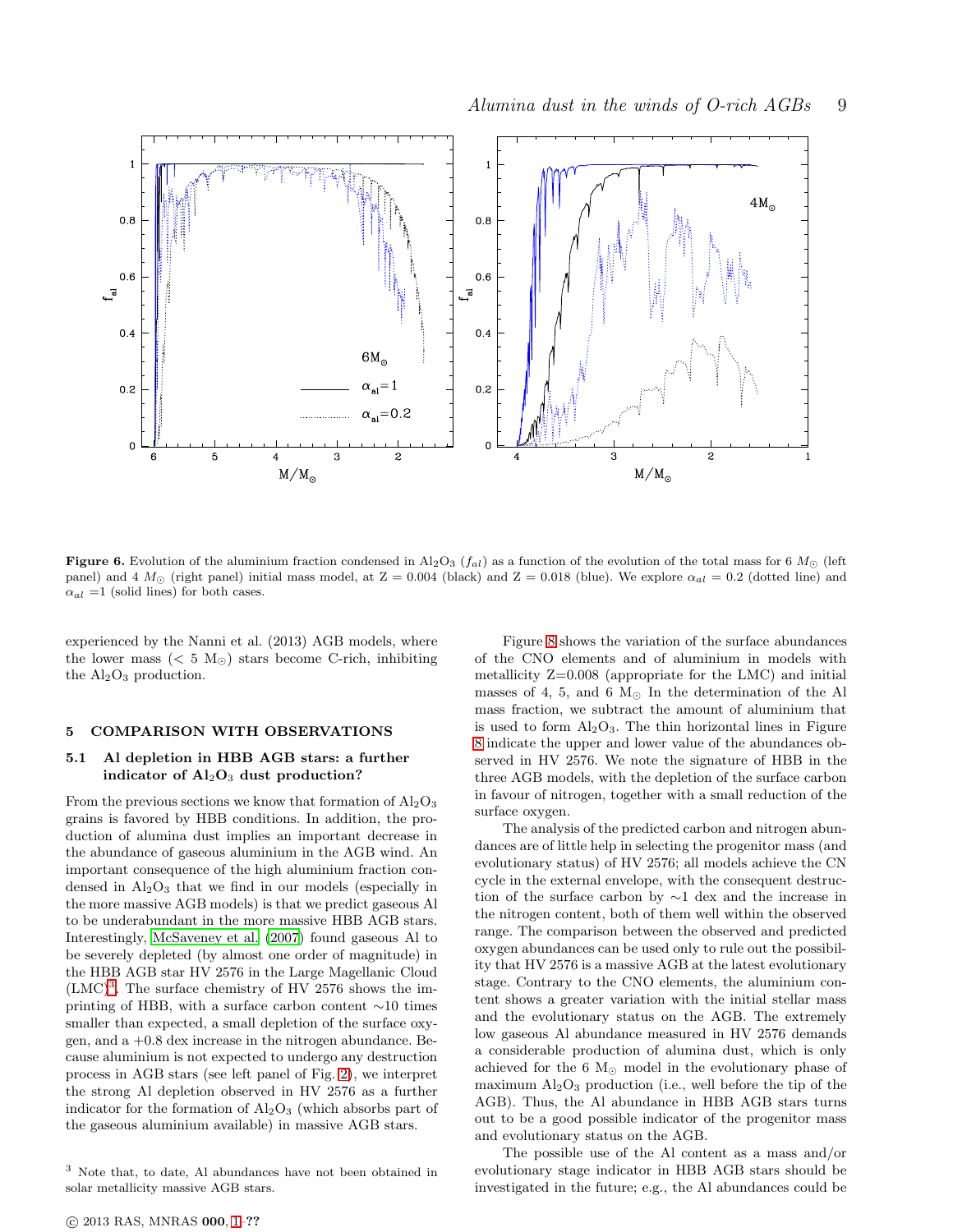**Figure 6.** Evolution of the aluminium fraction condensed in $Al_2O_3$ ($f_{al}$) as a function of the evolution of the total mass for 6 $M_\odot$ (left panel) and 4 $M_\odot$ (right panel) initial mass model, at Z = 0.004 (black) and Z = 0.018 (blue). We explore $\alpha_{al}$ = 0.2 (dotted line) and $\alpha_{al}$ =1 (solid lines) for both cases.

experienced by the Nanni et al. (2013) AGB models, where the lower mass (< 5 M$_\odot$) stars become C-rich, inhibiting the $Al_2O_3$ production.

## 5 COMPARISON WITH OBSERVATIONS

### 5.1 Al depletion in HBB AGB stars: a further indicator of $Al_2O_3$ dust production?

From the previous sections we know that formation of $Al_2O_3$ grains is favored by HBB conditions. In addition, the production of alumina dust implies an important decrease in the abundance of gaseous aluminium in the AGB wind. An important consequence of the high aluminium fraction condensed in $Al_2O_3$ that we find in our models (especially in the more massive AGB models) is that we predict gaseous Al to be underabundant in the more massive HBB AGB stars. Interestingly, McSaveney et al. (2007) found gaseous Al to be severely depleted (by almost one order of magnitude) in the HBB AGB star HV 2576 in the Large Magellanic Cloud (LMC)[3]. The surface chemistry of HV 2576 shows the imprinting of HBB, with a surface carbon content ∼10 times smaller than expected, a small depletion of the surface oxygen, and a +0.8 dex increase in the nitrogen abundance. Because aluminium is not expected to undergo any destruction process in AGB stars (see left panel of Fig. 2), we interpret the strong Al depletion observed in HV 2576 as a further indicator for the formation of $Al_2O_3$ (which absorbs part of the gaseous aluminium available) in massive AGB stars.

Figure 8 shows the variation of the surface abundances of the CNO elements and of aluminium in models with metallicity Z=0.008 (appropriate for the LMC) and initial masses of 4, 5, and 6 M$_\odot$. In the determination of the Al mass fraction, we subtract the amount of aluminium that is used to form $Al_2O_3$. The thin horizontal lines in Figure 8 indicate the upper and lower value of the abundances observed in HV 2576. We note the signature of HBB in the three AGB models, with the depletion of the surface carbon in favour of nitrogen, together with a small reduction of the surface oxygen.

The analysis of the predicted carbon and nitrogen abundances are of little help in selecting the progenitor mass (and evolutionary status) of HV 2576; all models achieve the CN cycle in the external envelope, with the consequent destruction of the surface carbon by ∼1 dex and the increase in the nitrogen content, both of them well within the observed range. The comparison between the observed and predicted oxygen abundances can be used only to rule out the possibility that HV 2576 is a massive AGB at the latest evolutionary stage. Contrary to the CNO elements, the aluminium content shows a greater variation with the initial stellar mass and the evolutionary status on the AGB. The extremely low gaseous Al abundance measured in HV 2576 demands a considerable production of alumina dust, which is only achieved for the 6 M$_\odot$ model in the evolutionary phase of maximum $Al_2O_3$ production (i.e., well before the tip of the AGB). Thus, the Al abundance in HBB AGB stars turns out to be a good possible indicator of the progenitor mass and evolutionary status on the AGB.

The possible use of the Al content as a mass and/or evolutionary stage indicator in HBB AGB stars should be investigated in the future; e.g., the Al abundances could be

[3] Note that, to date, Al abundances have not been obtained in solar metallicity massive AGB stars.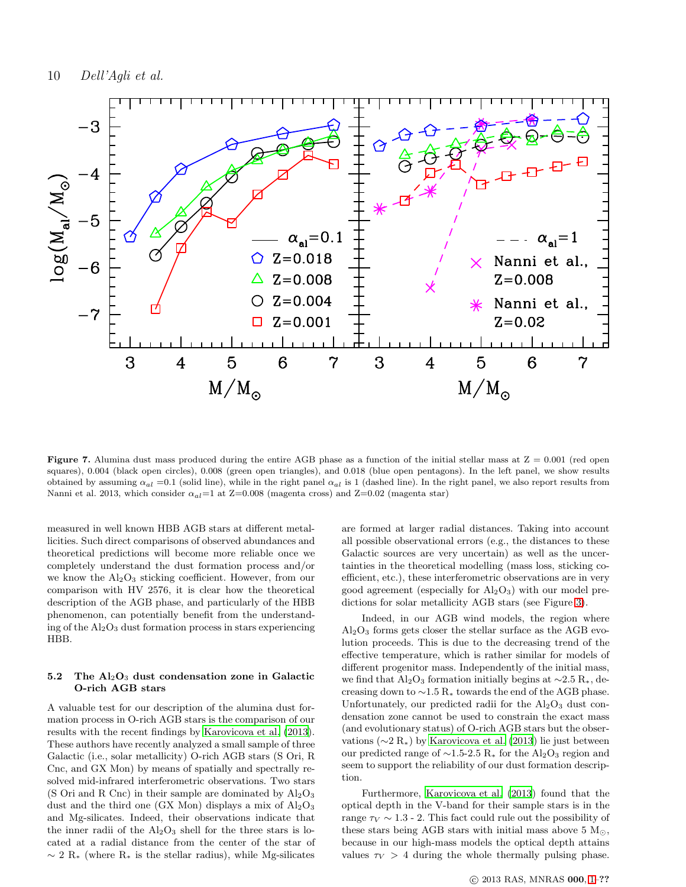**Figure 7.** Alumina dust mass produced during the entire AGB phase as a function of the initial stellar mass at Z = 0.001 (red open squares), 0.004 (black open circles), 0.008 (green open triangles), and 0.018 (blue open pentagons). In the left panel, we show results obtained by assuming $\alpha_{al}$ =0.1 (solid line), while in the right panel $\alpha_{al}$ is 1 (dashed line). In the right panel, we also report results from Nanni et al. 2013, which consider $\alpha_{al}$=1 at Z=0.008 (magenta cross) and Z=0.02 (magenta star)

measured in well known HBB AGB stars at different metallicities. Such direct comparisons of observed abundances and theoretical predictions will become more reliable once we completely understand the dust formation process and/or we know the $Al_2O_3$ sticking coefficient. However, from our comparison with HV 2576, it is clear how the theoretical description of the AGB phase, and particularly of the HBB phenomenon, can potentially benefit from the understanding of the $Al_2O_3$ dust formation process in stars experiencing HBB.

### 5.2 The $Al_2O_3$ dust condensation zone in Galactic O-rich AGB stars

A valuable test for our description of the alumina dust formation process in O-rich AGB stars is the comparison of our results with the recent findings by Karovicova et al. (2013). These authors have recently analyzed a small sample of three Galactic (i.e., solar metallicity) O-rich AGB stars (S Ori, R Cnc, and GX Mon) by means of spatially and spectrally resolved mid-infrared interferometric observations. Two stars (S Ori and R Cnc) in their sample are dominated by $Al_2O_3$ dust and the third one (GX Mon) displays a mix of $Al_2O_3$ and Mg-silicates. Indeed, their observations indicate that the inner radii of the $Al_2O_3$ shell for the three stars is located at a radial distance from the center of the star of $\sim$ 2 $R_*$ (where $R_*$ is the stellar radius), while Mg-silicates are formed at larger radial distances. Taking into account all possible observational errors (e.g., the distances to these Galactic sources are very uncertain) as well as the uncertainties in the theoretical modelling (mass loss, sticking coefficient, etc.), these interferometric observations are in very good agreement (especially for $Al_2O_3$) with our model predictions for solar metallicity AGB stars (see Figure 3).

Indeed, in our AGB wind models, the region where $Al_2O_3$ forms gets closer the stellar surface as the AGB evolution proceeds. This is due to the decreasing trend of the effective temperature, which is rather similar for models of different progenitor mass. Independently of the initial mass, we find that $Al_2O_3$ formation initially begins at $\sim$2.5 $R_*$, decreasing down to $\sim$1.5 $R_*$ towards the end of the AGB phase. Unfortunately, our predicted radii for the $Al_2O_3$ dust condensation zone cannot be used to constrain the exact mass (and evolutionary status) of O-rich AGB stars but the observations ($\sim$2 $R_*$) by Karovicova et al. (2013) lie just between our predicted range of $\sim$1.5-2.5 $R_*$ for the $Al_2O_3$ region and seem to support the reliability of our dust formation description.

Furthermore, Karovicova et al. (2013) found that the optical depth in the V-band for their sample stars is in the range $\tau_V \sim$ 1.3 - 2. This fact could rule out the possibility of these stars being AGB stars with initial mass above 5 $M_\odot$, because in our high-mass models the optical depth attains values $\tau_V$ > 4 during the whole thermally pulsing phase.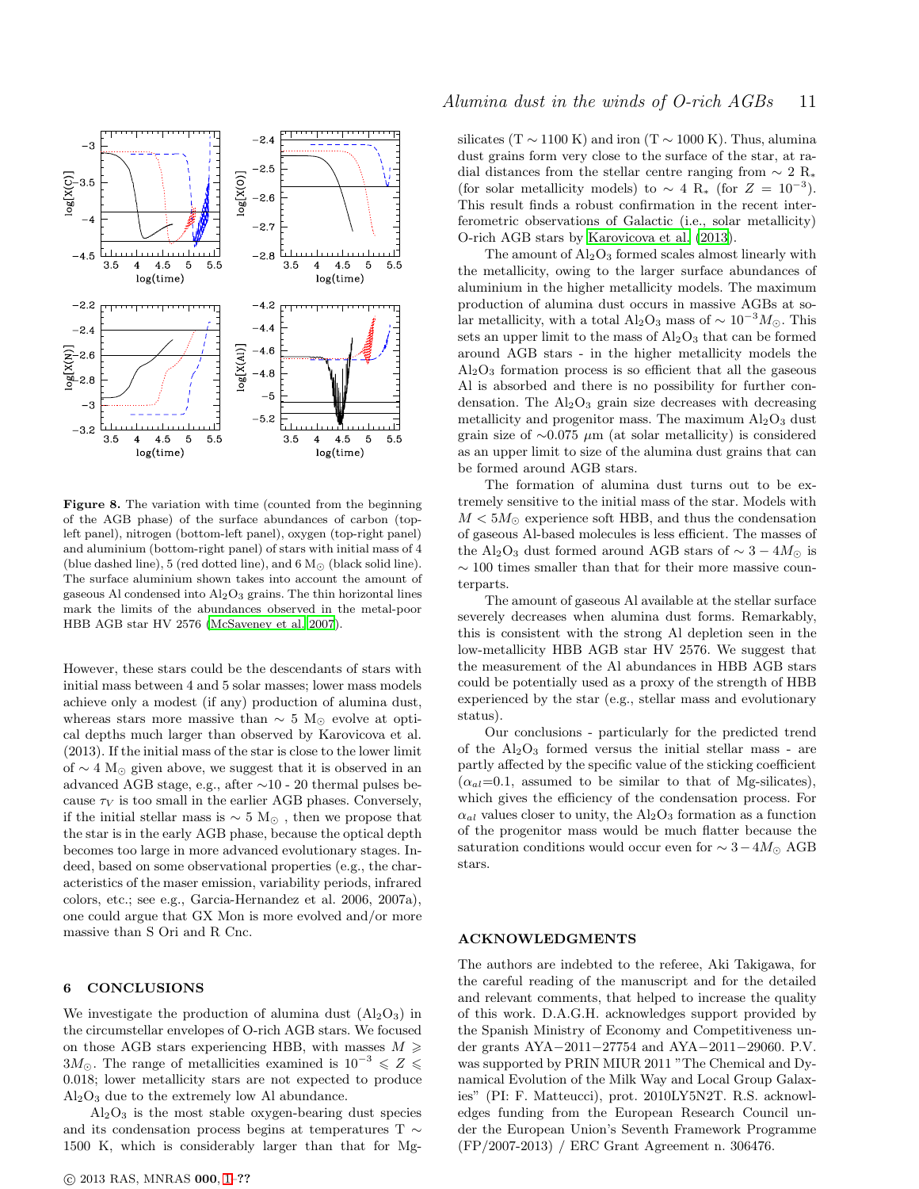Figure 8. The variation with time (counted from the beginning of the AGB phase) of the surface abundances of carbon (top-left panel), nitrogen (bottom-left panel), oxygen (top-right panel) and aluminium (bottom-right panel) of stars with initial mass of 4 (blue dashed line), 5 (red dotted line), and 6 $M_\odot$ (black solid line). The surface aluminium shown takes into account the amount of gaseous Al condensed into $Al_2O_3$ grains. The thin horizontal lines mark the limits of the abundances observed in the metal-poor HBB AGB star HV 2576 (McSaveney et al. 2007).

However, these stars could be the descendants of stars with initial mass between 4 and 5 solar masses; lower mass models achieve only a modest (if any) production of alumina dust, whereas stars more massive than $\sim 5$ $M_\odot$ evolve at optical depths much larger than observed by Karovicova et al. (2013). If the initial mass of the star is close to the lower limit of $\sim 4$ $M_\odot$ given above, we suggest that it is observed in an advanced AGB stage, e.g., after $\sim$10 - 20 thermal pulses because $\tau_V$ is too small in the earlier AGB phases. Conversely, if the initial stellar mass is $\sim 5$ $M_\odot$ , then we propose that the star is in the early AGB phase, because the optical depth becomes too large in more advanced evolutionary stages. Indeed, based on some observational properties (e.g., the characteristics of the maser emission, variability periods, infrared colors, etc.; see e.g., Garcia-Hernandez et al. 2006, 2007a), one could argue that GX Mon is more evolved and/or more massive than S Ori and R Cnc.

## 6 CONCLUSIONS

We investigate the production of alumina dust ($Al_2O_3$) in the circumstellar envelopes of O-rich AGB stars. We focused on those AGB stars experiencing HBB, with masses $M \geqslant 3M_\odot$. The range of metallicities examined is $10^{-3} \leqslant Z \leqslant 0.018$; lower metallicity stars are not expected to produce $Al_2O_3$ due to the extremely low Al abundance.

$Al_2O_3$ is the most stable oxygen-bearing dust species and its condensation process begins at temperatures T $\sim$ 1500 K, which is considerably larger than that for Mg-silicates (T $\sim$ 1100 K) and iron (T $\sim$ 1000 K). Thus, alumina dust grains form very close to the surface of the star, at radial distances from the stellar centre ranging from $\sim$ 2 $R_*$ (for solar metallicity models) to $\sim$ 4 $R_*$ (for $Z$ = $10^{-3}$). This result finds a robust confirmation in the recent interferometric observations of Galactic (i.e., solar metallicity) O-rich AGB stars by Karovicova et al. (2013).

The amount of $Al_2O_3$ formed scales almost linearly with the metallicity, owing to the larger surface abundances of aluminium in the higher metallicity models. The maximum production of alumina dust occurs in massive AGBs at solar metallicity, with a total $Al_2O_3$ mass of $\sim 10^{-3}M_\odot$. This sets an upper limit to the mass of $Al_2O_3$ that can be formed around AGB stars - in the higher metallicity models the $Al_2O_3$ formation process is so efficient that all the gaseous Al is absorbed and there is no possibility for further condensation. The $Al_2O_3$ grain size decreases with decreasing metallicity and progenitor mass. The maximum $Al_2O_3$ dust grain size of $\sim$0.075 $\mu$m (at solar metallicity) is considered as an upper limit to size of the alumina dust grains that can be formed around AGB stars.

The formation of alumina dust turns out to be extremely sensitive to the initial mass of the star. Models with $M < 5M_\odot$ experience soft HBB, and thus the condensation of gaseous Al-based molecules is less efficient. The masses of the $Al_2O_3$ dust formed around AGB stars of $\sim 3-4M_\odot$ is $\sim$ 100 times smaller than that for their more massive counterparts.

The amount of gaseous Al available at the stellar surface severely decreases when alumina dust forms. Remarkably, this is consistent with the strong Al depletion seen in the low-metallicity HBB AGB star HV 2576. We suggest that the measurement of the Al abundances in HBB AGB stars could be potentially used as a proxy of the strength of HBB experienced by the star (e.g., stellar mass and evolutionary status).

Our conclusions - particularly for the predicted trend of the $Al_2O_3$ formed versus the initial stellar mass - are partly affected by the specific value of the sticking coefficient ($\alpha_{al}$=0.1, assumed to be similar to that of Mg-silicates), which gives the efficiency of the condensation process. For $\alpha_{al}$ values closer to unity, the $Al_2O_3$ formation as a function of the progenitor mass would be much flatter because the saturation conditions would occur even for $\sim 3-4M_\odot$ AGB stars.

## ACKNOWLEDGMENTS

The authors are indebted to the referee, Aki Takigawa, for the careful reading of the manuscript and for the detailed and relevant comments, that helped to increase the quality of this work. D.A.G.H. acknowledges support provided by the Spanish Ministry of Economy and Competitiveness under grants AYA−2011−27754 and AYA−2011−29060. P.V. was supported by PRIN MIUR 2011 "The Chemical and Dynamical Evolution of the Milk Way and Local Group Galaxies" (PI: F. Matteucci), prot. 2010LY5N2T. R.S. acknowledges funding from the European Research Council under the European Union's Seventh Framework Programme (FP/2007-2013) / ERC Grant Agreement n. 306476.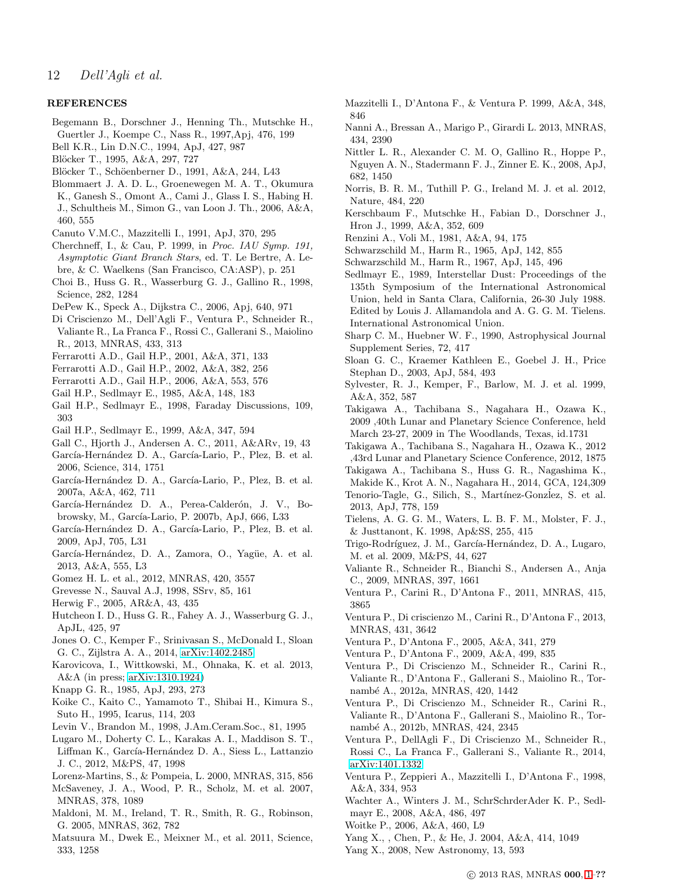## REFERENCES

Begemann B., Dorschner J., Henning Th., Mutschke H., Guertler J., Koempe C., Nass R., 1997,Apj, 476, 199

Bell K.R., Lin D.N.C., 1994, ApJ, 427, 987

Blöcker T., 1995, A&A, 297, 727

Blöcker T., Schöenberner D., 1991, A&A, 244, L43

Blommaert J. A. D. L., Groenewegen M. A. T., Okumura K., Ganesh S., Omont A., Cami J., Glass I. S., Habing H. J., Schultheis M., Simon G., van Loon J. Th., 2006, A&A, 460, 555

Canuto V.M.C., Mazzitelli I., 1991, ApJ, 370, 295

Cherchneff, I., & Cau, P. 1999, in *Proc. IAU Symp. 191, Asymptotic Giant Branch Stars*, ed. T. Le Bertre, A. Lebre, & C. Waelkens (San Francisco, CA:ASP), p. 251

Choi B., Huss G. R., Wasserburg G. J., Gallino R., 1998, Science, 282, 1284

DePew K., Speck A., Dijkstra C., 2006, Apj, 640, 971

Di Criscienzo M., Dell'Agli F., Ventura P., Schneider R., Valiante R., La Franca F., Rossi C., Gallerani S., Maiolino R., 2013, MNRAS, 433, 313

Ferrarotti A.D., Gail H.P., 2001, A&A, 371, 133

Ferrarotti A.D., Gail H.P., 2002, A&A, 382, 256

Ferrarotti A.D., Gail H.P., 2006, A&A, 553, 576

Gail H.P., Sedlmayr E., 1985, A&A, 148, 183

Gail H.P., Sedlmayr E., 1998, Faraday Discussions, 109, 303

Gail H.P., Sedlmayr E., 1999, A&A, 347, 594

Gall C., Hjorth J., Andersen A. C., 2011, A&ARv, 19, 43

García-Hernández D. A., García-Lario, P., Plez, B. et al. 2006, Science, 314, 1751

García-Hernández D. A., García-Lario, P., Plez, B. et al. 2007a, A&A, 462, 711

García-Hernández D. A., Perea-Calderón, J. V., Bobrowsky, M., García-Lario, P. 2007b, ApJ, 666, L33

García-Hernández D. A., García-Lario, P., Plez, B. et al. 2009, ApJ, 705, L31

García-Hernández, D. A., Zamora, O., Yagüe, A. et al. 2013, A&A, 555, L3

Gomez H. L. et al., 2012, MNRAS, 420, 3557

Grevesse N., Sauval A.J, 1998, SSrv, 85, 161

Herwig F., 2005, AR&A, 43, 435

Hutcheon I. D., Huss G. R., Fahey A. J., Wasserburg G. J., ApJL, 425, 97

Jones O. C., Kemper F., Srinivasan S., McDonald I., Sloan G. C., Zijlstra A. A., 2014, arXiv:1402.2485

Karovicova, I., Wittkowski, M., Ohnaka, K. et al. 2013, A&A (in press; arXiv:1310.1924)

Knapp G. R., 1985, ApJ, 293, 273

Koike C., Kaito C., Yamamoto T., Shibai H., Kimura S., Suto H., 1995, Icarus, 114, 203

Levin V., Brandon M., 1998, J.Am.Ceram.Soc., 81, 1995

Lugaro M., Doherty C. L., Karakas A. I., Maddison S. T., Liffman K., García-Hernández D. A., Siess L., Lattanzio J. C., 2012, M&PS, 47, 1998

Lorenz-Martins, S., & Pompeia, L. 2000, MNRAS, 315, 856

McSaveney, J. A., Wood, P. R., Scholz, M. et al. 2007, MNRAS, 378, 1089

Maldoni, M. M., Ireland, T. R., Smith, R. G., Robinson, G. 2005, MNRAS, 362, 782

Matsuura M., Dwek E., Meixner M., et al. 2011, Science, 333, 1258

Mazzitelli I., D'Antona F., & Ventura P. 1999, A&A, 348, 846

Nanni A., Bressan A., Marigo P., Girardi L. 2013, MNRAS, 434, 2390

Nittler L. R., Alexander C. M. O, Gallino R., Hoppe P., Nguyen A. N., Stadermann F. J., Zinner E. K., 2008, ApJ, 682, 1450

Norris, B. R. M., Tuthill P. G., Ireland M. J. et al. 2012, Nature, 484, 220

Kerschbaum F., Mutschke H., Fabian D., Dorschner J., Hron J., 1999, A&A, 352, 609

Renzini A., Voli M., 1981, A&A, 94, 175

Schwarzschild M., Harm R., 1965, ApJ, 142, 855

Schwarzschild M., Harm R., 1967, ApJ, 145, 496

Sedlmayr E., 1989, Interstellar Dust: Proceedings of the 135th Symposium of the International Astronomical Union, held in Santa Clara, California, 26-30 July 1988. Edited by Louis J. Allamandola and A. G. G. M. Tielens. International Astronomical Union.

Sharp C. M., Huebner W. F., 1990, Astrophysical Journal Supplement Series, 72, 417

Sloan G. C., Kraemer Kathleen E., Goebel J. H., Price Stephan D., 2003, ApJ, 584, 493

Sylvester, R. J., Kemper, F., Barlow, M. J. et al. 1999, A&A, 352, 587

Takigawa A., Tachibana S., Nagahara H., Ozawa K., 2009 ,40th Lunar and Planetary Science Conference, held March 23-27, 2009 in The Woodlands, Texas, id.1731

Takigawa A., Tachibana S., Nagahara H., Ozawa K., 2012 ,43rd Lunar and Planetary Science Conference, 2012, 1875

Takigawa A., Tachibana S., Huss G. R., Nagashima K., Makide K., Krot A. N., Nagahara H., 2014, GCA, 124,309

Tenorio-Tagle, G., Silich, S., Martínez-GonzÍez, S. et al. 2013, ApJ, 778, 159

Tielens, A. G. G. M., Waters, L. B. F. M., Molster, F. J., & Justtanont, K. 1998, Ap&SS, 255, 415

Trigo-Rodríguez, J. M., García-Hernández, D. A., Lugaro, M. et al. 2009, M&PS, 44, 627

Valiante R., Schneider R., Bianchi S., Andersen A., Anja C., 2009, MNRAS, 397, 1661

Ventura P., Carini R., D'Antona F., 2011, MNRAS, 415, 3865

Ventura P., Di criscienzo M., Carini R., D'Antona F., 2013, MNRAS, 431, 3642

Ventura P., D'Antona F., 2005, A&A, 341, 279

Ventura P., D'Antona F., 2009, A&A, 499, 835

Ventura P., Di Criscienzo M., Schneider R., Carini R., Valiante R., D'Antona F., Gallerani S., Maiolino R., Tornambé A., 2012a, MNRAS, 420, 1442

Ventura P., Di Criscienzo M., Schneider R., Carini R., Valiante R., D'Antona F., Gallerani S., Maiolino R., Tornambé A., 2012b, MNRAS, 424, 2345

Ventura P., DellAgli F., Di Criscienzo M., Schneider R., Rossi C., La Franca F., Gallerani S., Valiante R., 2014, arXiv:1401.1332

Ventura P., Zeppieri A., Mazzitelli I., D'Antona F., 1998, A&A, 334, 953

Wachter A., Winters J. M., SchrSchrderAder K. P., Sedlmayr E., 2008, A&A, 486, 497

Woitke P., 2006, A&A, 460, L9

Yang X., , Chen, P., & He, J. 2004, A&A, 414, 1049

Yang X., 2008, New Astronomy, 13, 593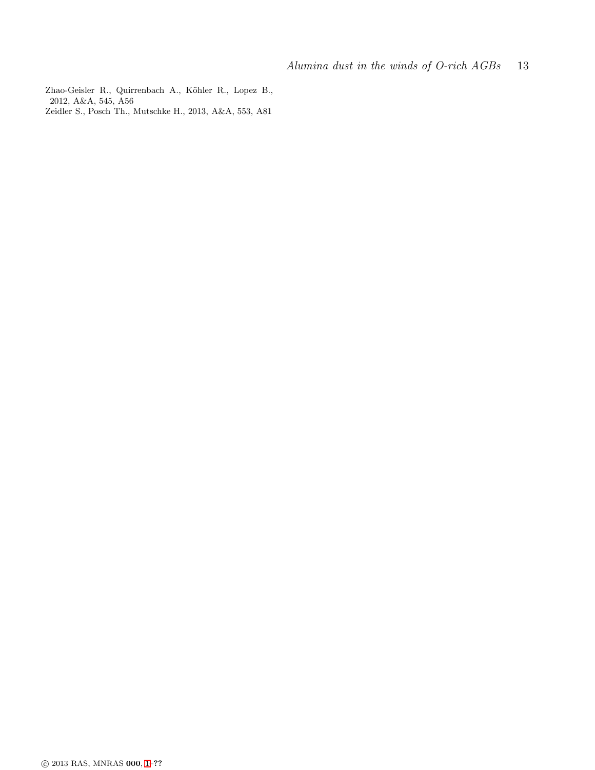Zhao-Geisler R., Quirrenbach A., Köhler R., Lopez B., 2012, A&A, 545, A56

Zeidler S., Posch Th., Mutschke H., 2013, A&A, 553, A81